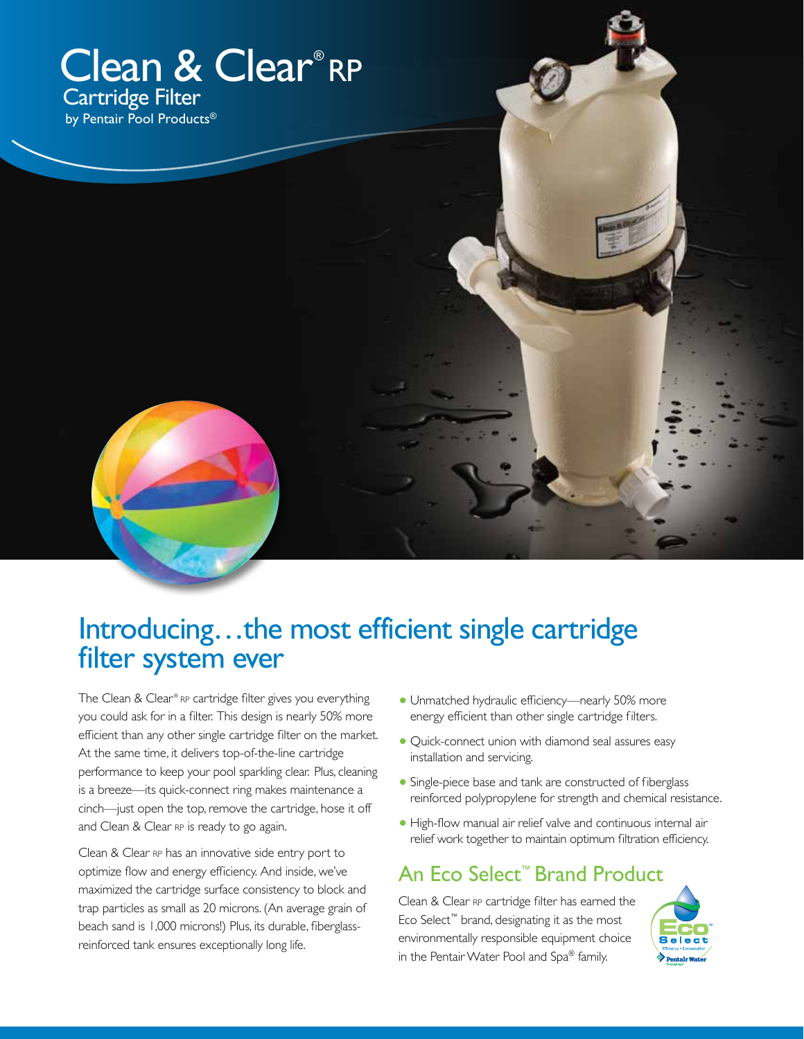# Clean & Clear® RP

## Cartridge Filter

by Pentair Pool Products®

## Introducing…the most efficient single cartridge filter system ever

The Clean & Clear® RP cartridge filter gives you everything you could ask for in a filter. This design is nearly 50% more efficient than any other single cartridge filter on the market. At the same time, it delivers top-of-the-line cartridge performance to keep your pool sparkling clear. Plus, cleaning is a breeze—its quick-connect ring makes maintenance a cinch—just open the top, remove the cartridge, hose it off and Clean & Clear RP is ready to go again.

Clean & Clear RP has an innovative side entry port to optimize flow and energy efficiency. And inside, we've maximized the cartridge surface consistency to block and trap particles as small as 20 microns. (An average grain of beach sand is 1,000 microns!) Plus, its durable, fiberglass-reinforced tank ensures exceptionally long life.

- Unmatched hydraulic efficiency—nearly 50% more energy efficient than other single cartridge filters.
- Quick-connect union with diamond seal assures easy installation and servicing.
- Single-piece base and tank are constructed of fiberglass reinforced polypropylene for strength and chemical resistance.
- High-flow manual air relief valve and continuous internal air relief work together to maintain optimum filtration efficiency.

## An Eco Select™ Brand Product

Clean & Clear RP cartridge filter has earned the Eco Select™ brand, designating it as the most environmentally responsible equipment choice in the Pentair Water Pool and Spa® family.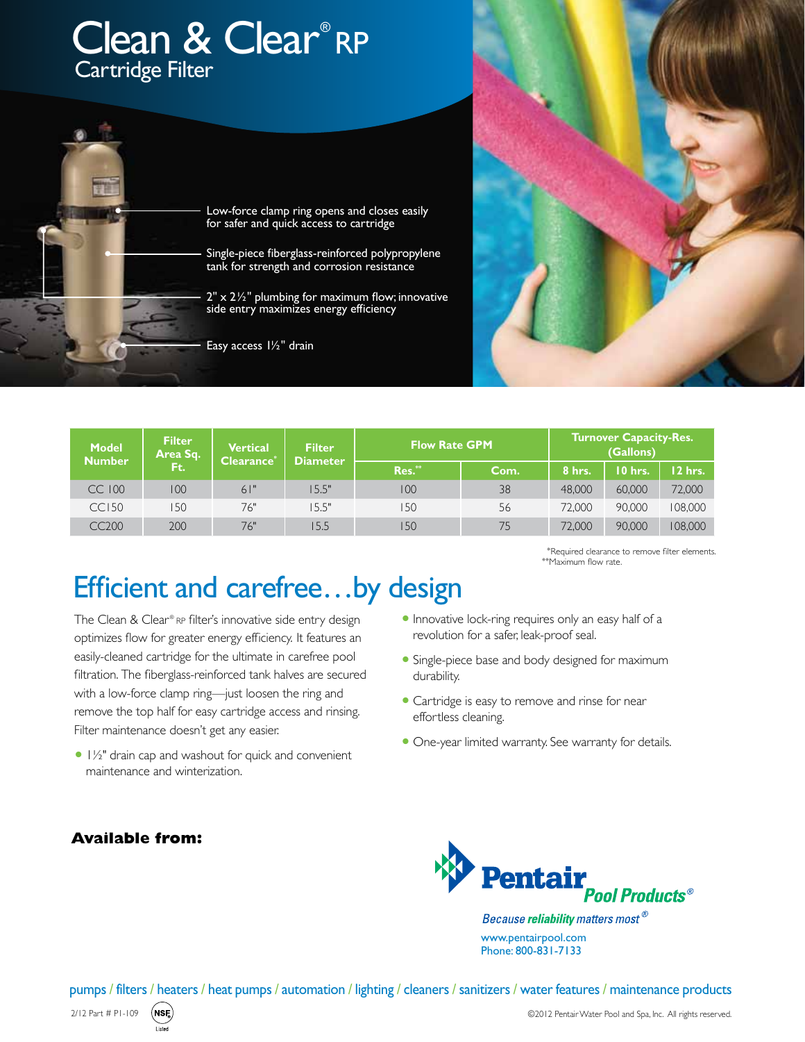# Clean & Clear® RP
## Cartridge Filter

- Low-force clamp ring opens and closes easily for safer and quick access to cartridge
- Single-piece fiberglass-reinforced polypropylene tank for strength and corrosion resistance
- 2" x 2½" plumbing for maximum flow; innovative side entry maximizes energy efficiency
- Easy access 1½" drain

| Model Number | Filter Area Sq. Ft. | Vertical Clearance* | Filter Diameter | Flow Rate GPM | | Turnover Capacity-Res. (Gallons) | | |
|---|---|---|---|---|---|---|---|---|
| | | | | Res.** | Com. | 8 hrs. | 10 hrs. | 12 hrs. |
| CC 100 | 100 | 61" | 15.5" | 100 | 38 | 48,000 | 60,000 | 72,000 |
| CC150 | 150 | 76" | 15.5" | 150 | 56 | 72,000 | 90,000 | 108,000 |
| CC200 | 200 | 76" | 15.5 | 150 | 75 | 72,000 | 90,000 | 108,000 |

*Required clearance to remove filter elements.
**Maximum flow rate.

# Efficient and carefree…by design

The Clean & Clear® RP filter's innovative side entry design optimizes flow for greater energy efficiency. It features an easily-cleaned cartridge for the ultimate in carefree pool filtration. The fiberglass-reinforced tank halves are secured with a low-force clamp ring—just loosen the ring and remove the top half for easy cartridge access and rinsing. Filter maintenance doesn't get any easier.

- 1½" drain cap and washout for quick and convenient maintenance and winterization.
- Innovative lock-ring requires only an easy half of a revolution for a safer, leak-proof seal.
- Single-piece base and body designed for maximum durability.
- Cartridge is easy to remove and rinse for near effortless cleaning.
- One-year limited warranty. See warranty for details.

**Available from:**

Pentair Pool Products®

*Because reliability matters most®*

www.pentairpool.com
Phone: 800-831-7133

pumps / filters / heaters / heat pumps / automation / lighting / cleaners / sanitizers / water features / maintenance products

2/12 Part # P1-109

NSF Listed

©2012 Pentair Water Pool and Spa, Inc. All rights reserved.